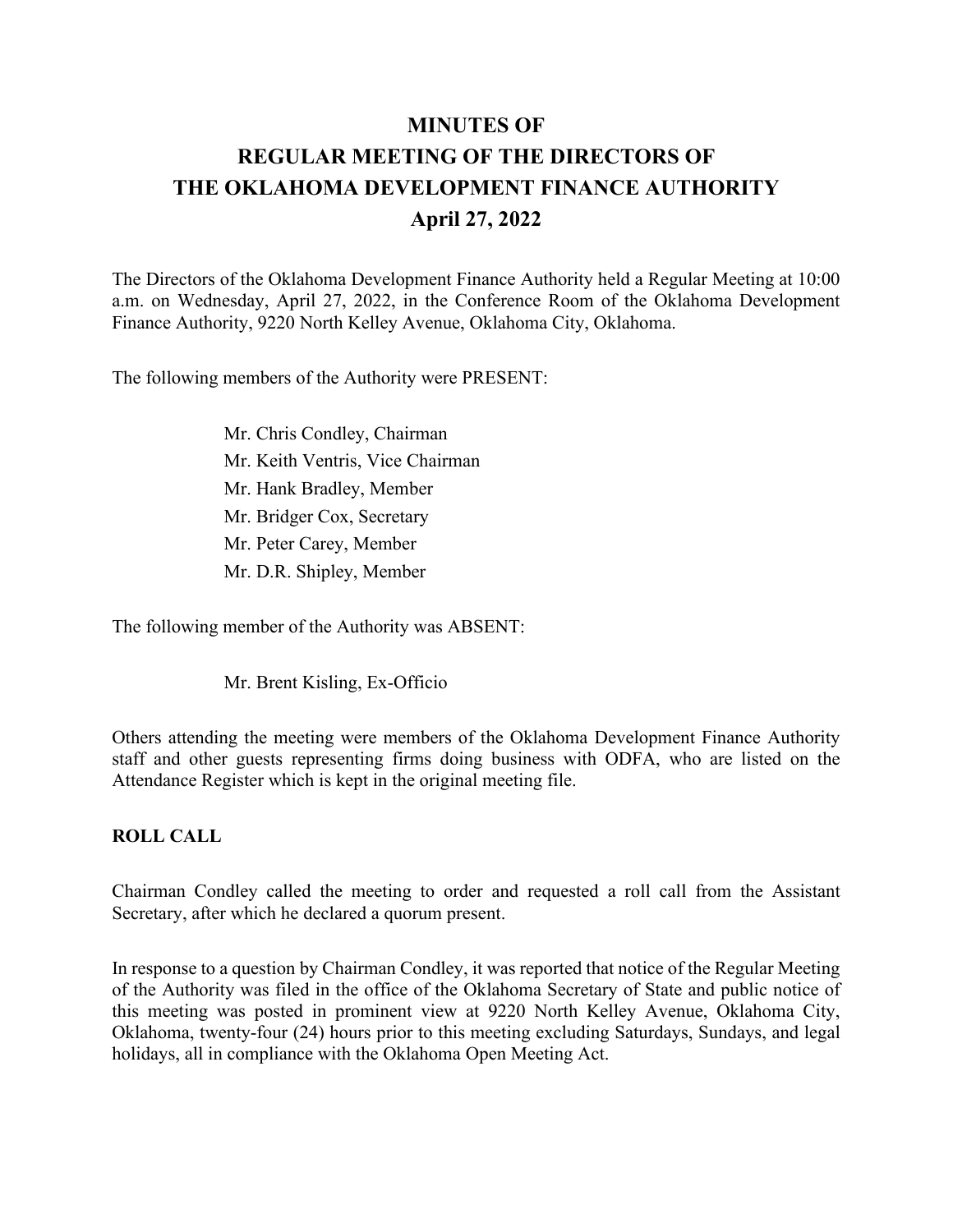# MINUTES OF
# REGULAR MEETING OF THE DIRECTORS OF
# THE OKLAHOMA DEVELOPMENT FINANCE AUTHORITY
# April 27, 2022

The Directors of the Oklahoma Development Finance Authority held a Regular Meeting at 10:00 a.m. on Wednesday, April 27, 2022, in the Conference Room of the Oklahoma Development Finance Authority, 9220 North Kelley Avenue, Oklahoma City, Oklahoma.

The following members of the Authority were PRESENT:

Mr. Chris Condley, Chairman
Mr. Keith Ventris, Vice Chairman
Mr. Hank Bradley, Member
Mr. Bridger Cox, Secretary
Mr. Peter Carey, Member
Mr. D.R. Shipley, Member

The following member of the Authority was ABSENT:

Mr. Brent Kisling, Ex-Officio

Others attending the meeting were members of the Oklahoma Development Finance Authority staff and other guests representing firms doing business with ODFA, who are listed on the Attendance Register which is kept in the original meeting file.

**ROLL CALL**

Chairman Condley called the meeting to order and requested a roll call from the Assistant Secretary, after which he declared a quorum present.

In response to a question by Chairman Condley, it was reported that notice of the Regular Meeting of the Authority was filed in the office of the Oklahoma Secretary of State and public notice of this meeting was posted in prominent view at 9220 North Kelley Avenue, Oklahoma City, Oklahoma, twenty-four (24) hours prior to this meeting excluding Saturdays, Sundays, and legal holidays, all in compliance with the Oklahoma Open Meeting Act.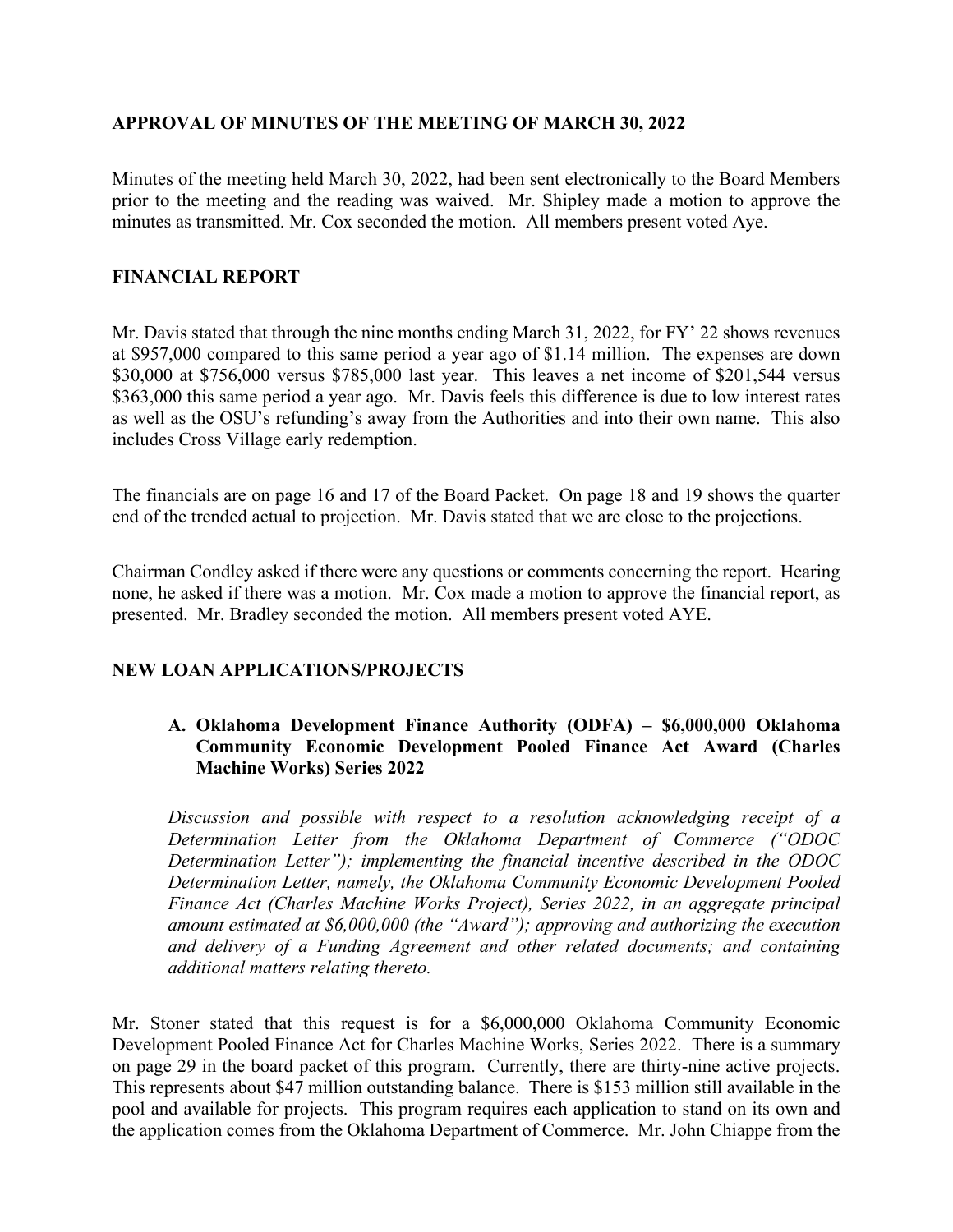## APPROVAL OF MINUTES OF THE MEETING OF MARCH 30, 2022

Minutes of the meeting held March 30, 2022, had been sent electronically to the Board Members prior to the meeting and the reading was waived. Mr. Shipley made a motion to approve the minutes as transmitted. Mr. Cox seconded the motion. All members present voted Aye.

## FINANCIAL REPORT

Mr. Davis stated that through the nine months ending March 31, 2022, for FY' 22 shows revenues at $957,000 compared to this same period a year ago of $1.14 million. The expenses are down $30,000 at $756,000 versus $785,000 last year. This leaves a net income of $201,544 versus $363,000 this same period a year ago. Mr. Davis feels this difference is due to low interest rates as well as the OSU's refunding's away from the Authorities and into their own name. This also includes Cross Village early redemption.

The financials are on page 16 and 17 of the Board Packet. On page 18 and 19 shows the quarter end of the trended actual to projection. Mr. Davis stated that we are close to the projections.

Chairman Condley asked if there were any questions or comments concerning the report. Hearing none, he asked if there was a motion. Mr. Cox made a motion to approve the financial report, as presented. Mr. Bradley seconded the motion. All members present voted AYE.

## NEW LOAN APPLICATIONS/PROJECTS

### A. Oklahoma Development Finance Authority (ODFA) – $6,000,000 Oklahoma Community Economic Development Pooled Finance Act Award (Charles Machine Works) Series 2022

*Discussion and possible with respect to a resolution acknowledging receipt of a Determination Letter from the Oklahoma Department of Commerce ("ODOC Determination Letter"); implementing the financial incentive described in the ODOC Determination Letter, namely, the Oklahoma Community Economic Development Pooled Finance Act (Charles Machine Works Project), Series 2022, in an aggregate principal amount estimated at $6,000,000 (the "Award"); approving and authorizing the execution and delivery of a Funding Agreement and other related documents; and containing additional matters relating thereto.*

Mr. Stoner stated that this request is for a $6,000,000 Oklahoma Community Economic Development Pooled Finance Act for Charles Machine Works, Series 2022. There is a summary on page 29 in the board packet of this program. Currently, there are thirty-nine active projects. This represents about $47 million outstanding balance. There is $153 million still available in the pool and available for projects. This program requires each application to stand on its own and the application comes from the Oklahoma Department of Commerce. Mr. John Chiappe from the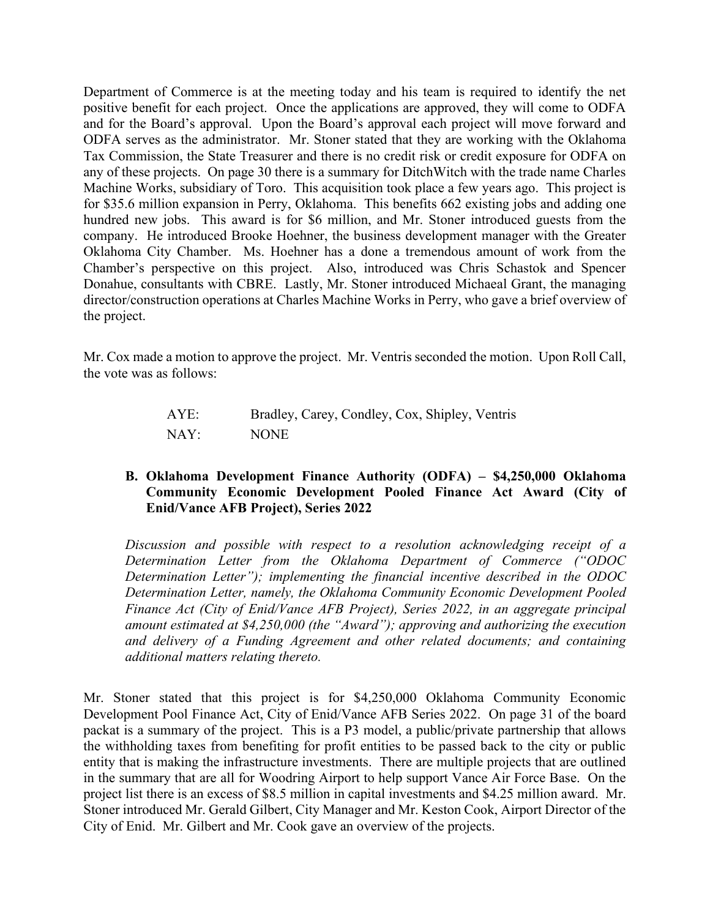Department of Commerce is at the meeting today and his team is required to identify the net positive benefit for each project. Once the applications are approved, they will come to ODFA and for the Board's approval. Upon the Board's approval each project will move forward and ODFA serves as the administrator. Mr. Stoner stated that they are working with the Oklahoma Tax Commission, the State Treasurer and there is no credit risk or credit exposure for ODFA on any of these projects. On page 30 there is a summary for DitchWitch with the trade name Charles Machine Works, subsidiary of Toro. This acquisition took place a few years ago. This project is for $35.6 million expansion in Perry, Oklahoma. This benefits 662 existing jobs and adding one hundred new jobs. This award is for $6 million, and Mr. Stoner introduced guests from the company. He introduced Brooke Hoehner, the business development manager with the Greater Oklahoma City Chamber. Ms. Hoehner has a done a tremendous amount of work from the Chamber's perspective on this project. Also, introduced was Chris Schastok and Spencer Donahue, consultants with CBRE. Lastly, Mr. Stoner introduced Michaeal Grant, the managing director/construction operations at Charles Machine Works in Perry, who gave a brief overview of the project.

Mr. Cox made a motion to approve the project. Mr. Ventris seconded the motion. Upon Roll Call, the vote was as follows:

AYE: Bradley, Carey, Condley, Cox, Shipley, Ventris

NAY: NONE

**B. Oklahoma Development Finance Authority (ODFA) – $4,250,000 Oklahoma Community Economic Development Pooled Finance Act Award (City of Enid/Vance AFB Project), Series 2022**

*Discussion and possible with respect to a resolution acknowledging receipt of a Determination Letter from the Oklahoma Department of Commerce ("ODOC Determination Letter"); implementing the financial incentive described in the ODOC Determination Letter, namely, the Oklahoma Community Economic Development Pooled Finance Act (City of Enid/Vance AFB Project), Series 2022, in an aggregate principal amount estimated at $4,250,000 (the "Award"); approving and authorizing the execution and delivery of a Funding Agreement and other related documents; and containing additional matters relating thereto.*

Mr. Stoner stated that this project is for $4,250,000 Oklahoma Community Economic Development Pool Finance Act, City of Enid/Vance AFB Series 2022. On page 31 of the board packat is a summary of the project. This is a P3 model, a public/private partnership that allows the withholding taxes from benefiting for profit entities to be passed back to the city or public entity that is making the infrastructure investments. There are multiple projects that are outlined in the summary that are all for Woodring Airport to help support Vance Air Force Base. On the project list there is an excess of $8.5 million in capital investments and $4.25 million award. Mr. Stoner introduced Mr. Gerald Gilbert, City Manager and Mr. Keston Cook, Airport Director of the City of Enid. Mr. Gilbert and Mr. Cook gave an overview of the projects.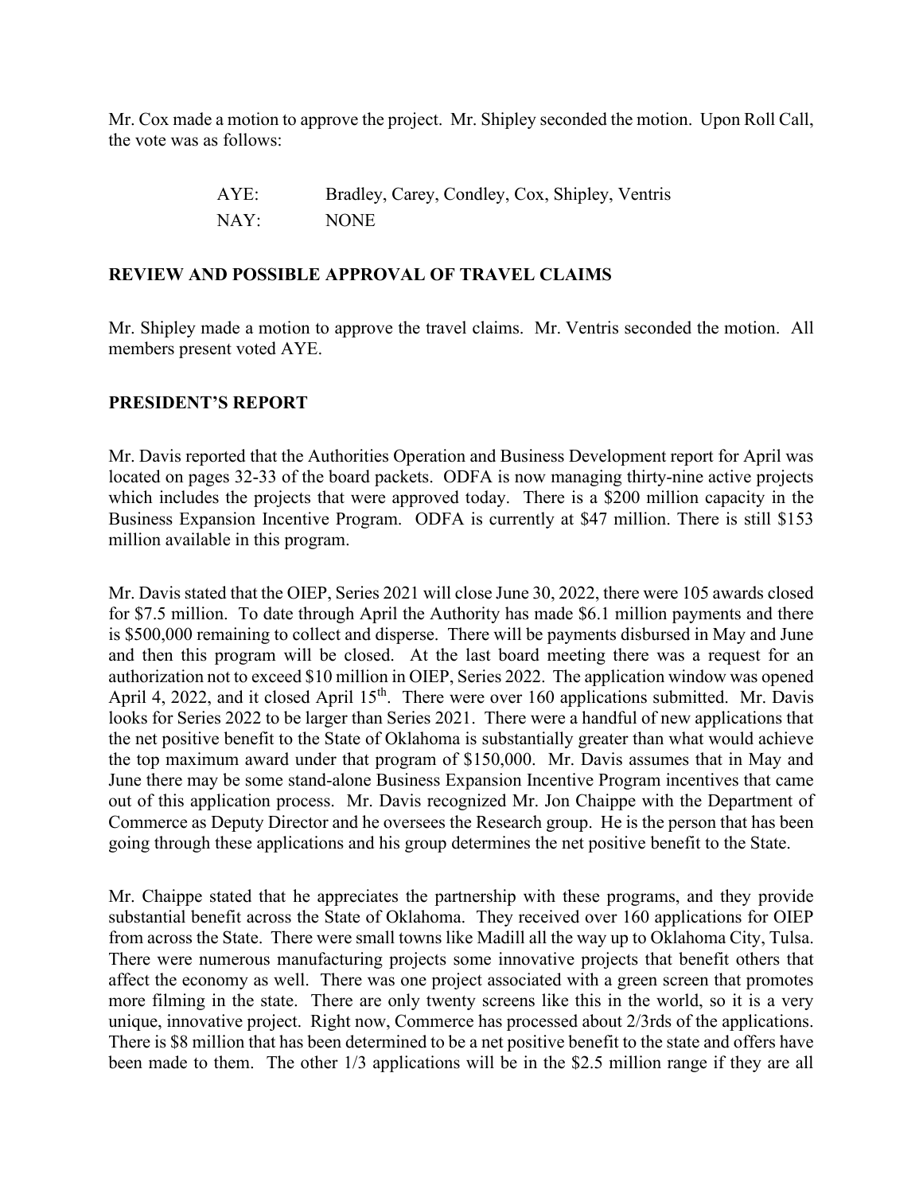Mr. Cox made a motion to approve the project. Mr. Shipley seconded the motion. Upon Roll Call, the vote was as follows:

| AYE: | Bradley, Carey, Condley, Cox, Shipley, Ventris |
| --- | --- |
| NAY: | NONE |

**REVIEW AND POSSIBLE APPROVAL OF TRAVEL CLAIMS**

Mr. Shipley made a motion to approve the travel claims. Mr. Ventris seconded the motion. All members present voted AYE.

**PRESIDENT'S REPORT**

Mr. Davis reported that the Authorities Operation and Business Development report for April was located on pages 32-33 of the board packets. ODFA is now managing thirty-nine active projects which includes the projects that were approved today. There is a $200 million capacity in the Business Expansion Incentive Program. ODFA is currently at $47 million. There is still $153 million available in this program.

Mr. Davis stated that the OIEP, Series 2021 will close June 30, 2022, there were 105 awards closed for $7.5 million. To date through April the Authority has made $6.1 million payments and there is $500,000 remaining to collect and disperse. There will be payments disbursed in May and June and then this program will be closed. At the last board meeting there was a request for an authorization not to exceed $10 million in OIEP, Series 2022. The application window was opened April 4, 2022, and it closed April 15th. There were over 160 applications submitted. Mr. Davis looks for Series 2022 to be larger than Series 2021. There were a handful of new applications that the net positive benefit to the State of Oklahoma is substantially greater than what would achieve the top maximum award under that program of $150,000. Mr. Davis assumes that in May and June there may be some stand-alone Business Expansion Incentive Program incentives that came out of this application process. Mr. Davis recognized Mr. Jon Chaippe with the Department of Commerce as Deputy Director and he oversees the Research group. He is the person that has been going through these applications and his group determines the net positive benefit to the State.

Mr. Chaippe stated that he appreciates the partnership with these programs, and they provide substantial benefit across the State of Oklahoma. They received over 160 applications for OIEP from across the State. There were small towns like Madill all the way up to Oklahoma City, Tulsa. There were numerous manufacturing projects some innovative projects that benefit others that affect the economy as well. There was one project associated with a green screen that promotes more filming in the state. There are only twenty screens like this in the world, so it is a very unique, innovative project. Right now, Commerce has processed about 2/3rds of the applications. There is $8 million that has been determined to be a net positive benefit to the state and offers have been made to them. The other 1/3 applications will be in the $2.5 million range if they are all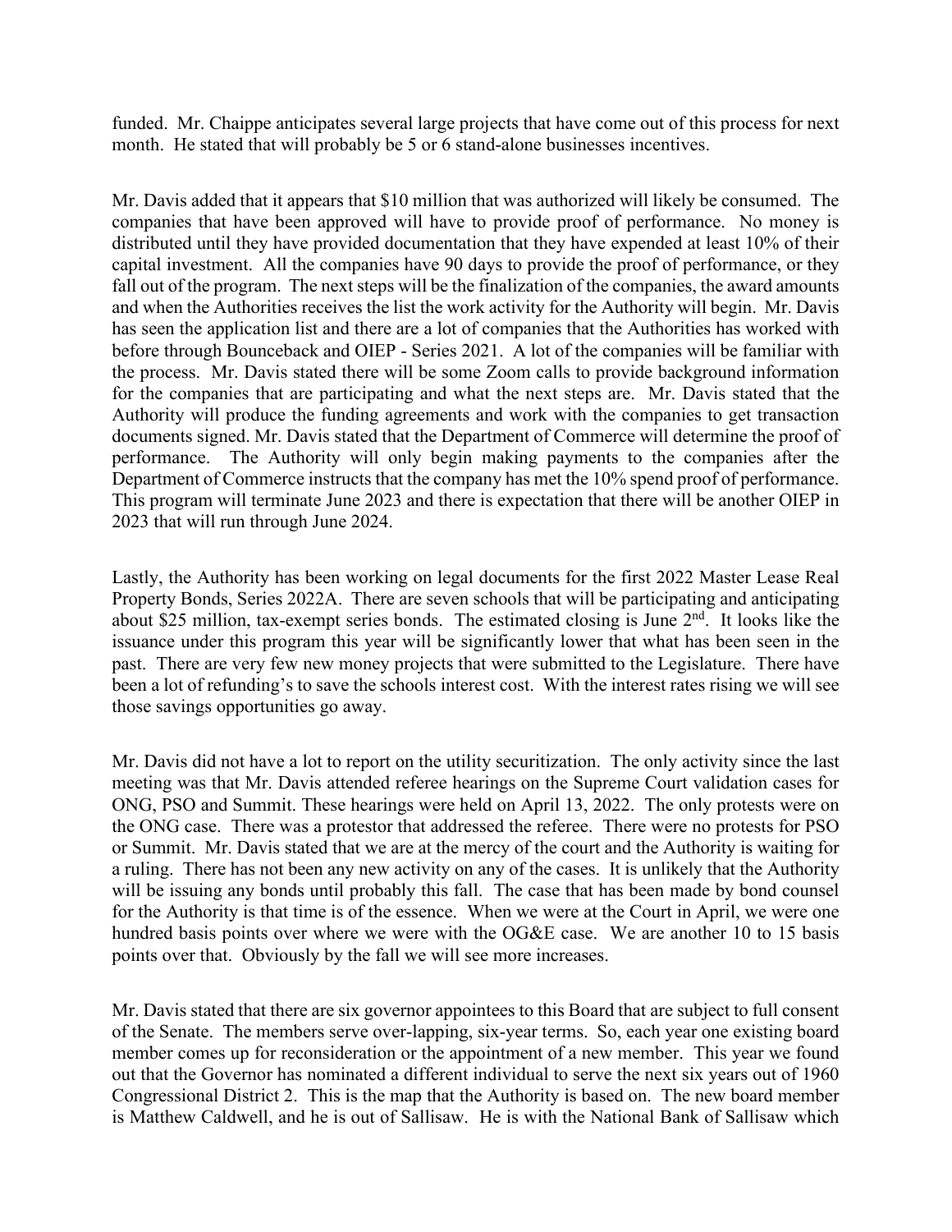funded. Mr. Chaippe anticipates several large projects that have come out of this process for next month. He stated that will probably be 5 or 6 stand-alone businesses incentives.

Mr. Davis added that it appears that $10 million that was authorized will likely be consumed. The companies that have been approved will have to provide proof of performance. No money is distributed until they have provided documentation that they have expended at least 10% of their capital investment. All the companies have 90 days to provide the proof of performance, or they fall out of the program. The next steps will be the finalization of the companies, the award amounts and when the Authorities receives the list the work activity for the Authority will begin. Mr. Davis has seen the application list and there are a lot of companies that the Authorities has worked with before through Bounceback and OIEP - Series 2021. A lot of the companies will be familiar with the process. Mr. Davis stated there will be some Zoom calls to provide background information for the companies that are participating and what the next steps are. Mr. Davis stated that the Authority will produce the funding agreements and work with the companies to get transaction documents signed. Mr. Davis stated that the Department of Commerce will determine the proof of performance. The Authority will only begin making payments to the companies after the Department of Commerce instructs that the company has met the 10% spend proof of performance. This program will terminate June 2023 and there is expectation that there will be another OIEP in 2023 that will run through June 2024.

Lastly, the Authority has been working on legal documents for the first 2022 Master Lease Real Property Bonds, Series 2022A. There are seven schools that will be participating and anticipating about $25 million, tax-exempt series bonds. The estimated closing is June 2nd. It looks like the issuance under this program this year will be significantly lower that what has been seen in the past. There are very few new money projects that were submitted to the Legislature. There have been a lot of refunding's to save the schools interest cost. With the interest rates rising we will see those savings opportunities go away.

Mr. Davis did not have a lot to report on the utility securitization. The only activity since the last meeting was that Mr. Davis attended referee hearings on the Supreme Court validation cases for ONG, PSO and Summit. These hearings were held on April 13, 2022. The only protests were on the ONG case. There was a protestor that addressed the referee. There were no protests for PSO or Summit. Mr. Davis stated that we are at the mercy of the court and the Authority is waiting for a ruling. There has not been any new activity on any of the cases. It is unlikely that the Authority will be issuing any bonds until probably this fall. The case that has been made by bond counsel for the Authority is that time is of the essence. When we were at the Court in April, we were one hundred basis points over where we were with the OG&E case. We are another 10 to 15 basis points over that. Obviously by the fall we will see more increases.

Mr. Davis stated that there are six governor appointees to this Board that are subject to full consent of the Senate. The members serve over-lapping, six-year terms. So, each year one existing board member comes up for reconsideration or the appointment of a new member. This year we found out that the Governor has nominated a different individual to serve the next six years out of 1960 Congressional District 2. This is the map that the Authority is based on. The new board member is Matthew Caldwell, and he is out of Sallisaw. He is with the National Bank of Sallisaw which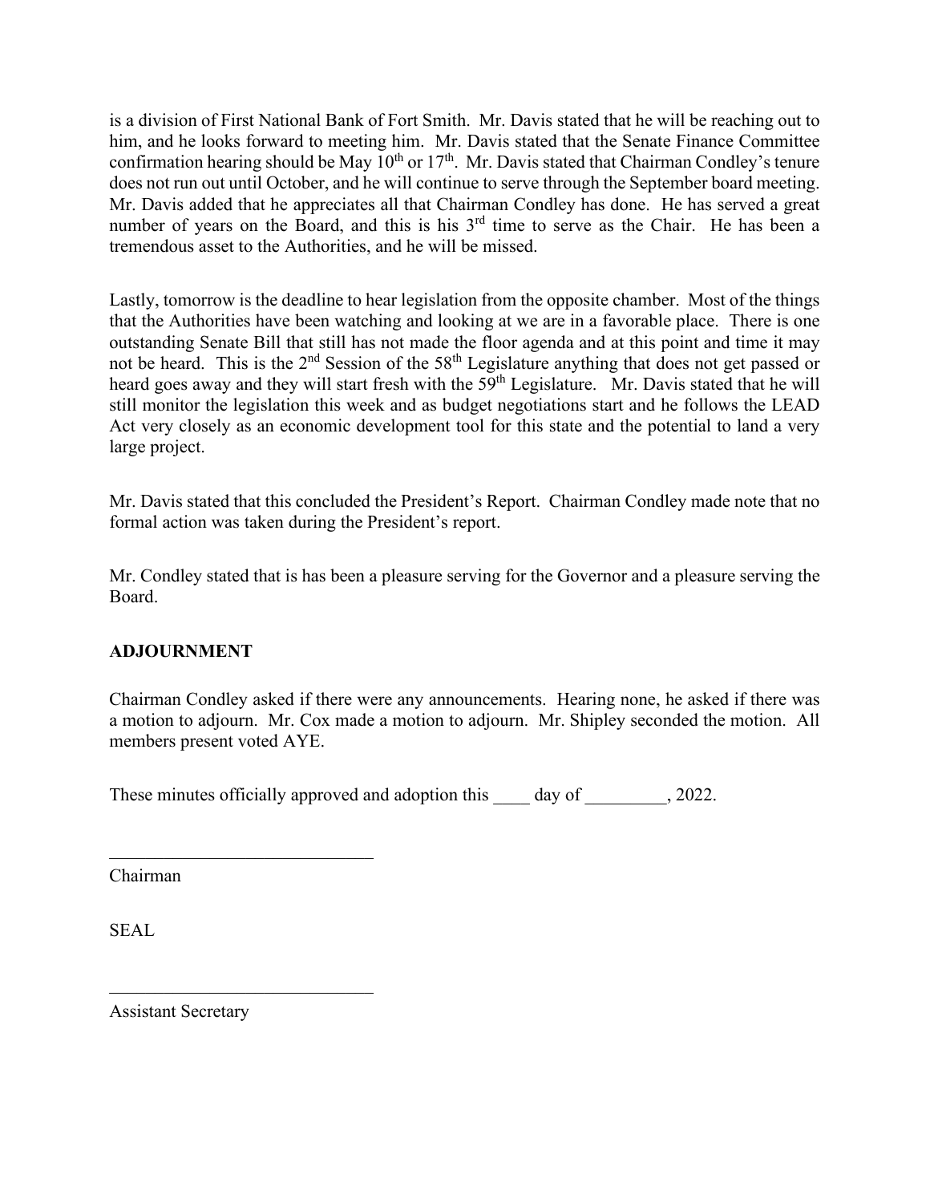is a division of First National Bank of Fort Smith. Mr. Davis stated that he will be reaching out to him, and he looks forward to meeting him. Mr. Davis stated that the Senate Finance Committee confirmation hearing should be May 10th or 17th. Mr. Davis stated that Chairman Condley's tenure does not run out until October, and he will continue to serve through the September board meeting. Mr. Davis added that he appreciates all that Chairman Condley has done. He has served a great number of years on the Board, and this is his 3rd time to serve as the Chair. He has been a tremendous asset to the Authorities, and he will be missed.

Lastly, tomorrow is the deadline to hear legislation from the opposite chamber. Most of the things that the Authorities have been watching and looking at we are in a favorable place. There is one outstanding Senate Bill that still has not made the floor agenda and at this point and time it may not be heard. This is the 2nd Session of the 58th Legislature anything that does not get passed or heard goes away and they will start fresh with the 59th Legislature. Mr. Davis stated that he will still monitor the legislation this week and as budget negotiations start and he follows the LEAD Act very closely as an economic development tool for this state and the potential to land a very large project.

Mr. Davis stated that this concluded the President's Report. Chairman Condley made note that no formal action was taken during the President's report.

Mr. Condley stated that is has been a pleasure serving for the Governor and a pleasure serving the Board.

**ADJOURNMENT**

Chairman Condley asked if there were any announcements. Hearing none, he asked if there was a motion to adjourn. Mr. Cox made a motion to adjourn. Mr. Shipley seconded the motion. All members present voted AYE.

These minutes officially approved and adoption this ____ day of _________, 2022.

______________________________

Chairman

SEAL

______________________________

Assistant Secretary